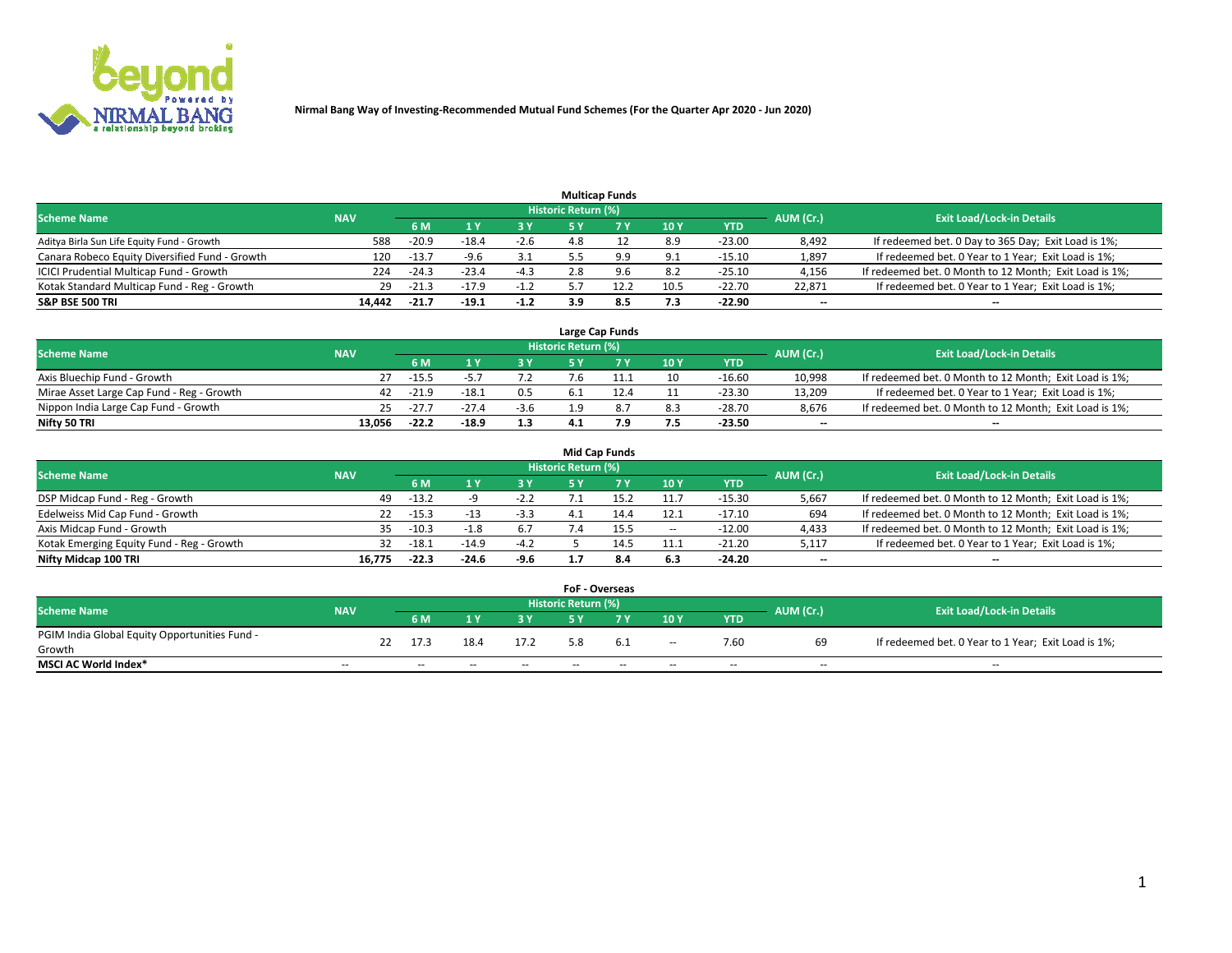Nirmal Bang Way of Investing-Recommended Mutual Fund Schemes (For the Quarter Apr 2020 - Jun 2020)

### Multicap Funds

| Scheme Name | NAV | Historic Return (%) | | | | | | | AUM (Cr.) | Exit Load/Lock-in Details |
|---|---|---|---|---|---|---|---|---|---|---|
| | | 6 M | 1 Y | 3 Y | 5 Y | 7 Y | 10 Y | YTD | | |
| Aditya Birla Sun Life Equity Fund - Growth | 588 | -20.9 | -18.4 | -2.6 | 4.8 | 12 | 8.9 | -23.00 | 8,492 | If redeemed bet. 0 Day to 365 Day; Exit Load is 1%; |
| Canara Robeco Equity Diversified Fund - Growth | 120 | -13.7 | -9.6 | 3.1 | 5.5 | 9.9 | 9.1 | -15.10 | 1,897 | If redeemed bet. 0 Year to 1 Year; Exit Load is 1%; |
| ICICI Prudential Multicap Fund - Growth | 224 | -24.3 | -23.4 | -4.3 | 2.8 | 9.6 | 8.2 | -25.10 | 4,156 | If redeemed bet. 0 Month to 12 Month; Exit Load is 1%; |
| Kotak Standard Multicap Fund - Reg - Growth | 29 | -21.3 | -17.9 | -1.2 | 5.7 | 12.2 | 10.5 | -22.70 | 22,871 | If redeemed bet. 0 Year to 1 Year; Exit Load is 1%; |
| **S&P BSE 500 TRI** | **14,442** | **-21.7** | **-19.1** | **-1.2** | **3.9** | **8.5** | **7.3** | **-22.90** | **--** | **--** |

### Large Cap Funds

| Scheme Name | NAV | Historic Return (%) | | | | | | | AUM (Cr.) | Exit Load/Lock-in Details |
|---|---|---|---|---|---|---|---|---|---|---|
| | | 6 M | 1 Y | 3 Y | 5 Y | 7 Y | 10 Y | YTD | | |
| Axis Bluechip Fund - Growth | 27 | -15.5 | -5.7 | 7.2 | 7.6 | 11.1 | 10 | -16.60 | 10,998 | If redeemed bet. 0 Month to 12 Month; Exit Load is 1%; |
| Mirae Asset Large Cap Fund - Reg - Growth | 42 | -21.9 | -18.1 | 0.5 | 6.1 | 12.4 | 11 | -23.30 | 13,209 | If redeemed bet. 0 Year to 1 Year; Exit Load is 1%; |
| Nippon India Large Cap Fund - Growth | 25 | -27.7 | -27.4 | -3.6 | 1.9 | 8.7 | 8.3 | -28.70 | 8,676 | If redeemed bet. 0 Month to 12 Month; Exit Load is 1%; |
| **Nifty 50 TRI** | **13,056** | **-22.2** | **-18.9** | **1.3** | **4.1** | **7.9** | **7.5** | **-23.50** | **--** | **--** |

### Mid Cap Funds

| Scheme Name | NAV | Historic Return (%) | | | | | | | AUM (Cr.) | Exit Load/Lock-in Details |
|---|---|---|---|---|---|---|---|---|---|---|
| | | 6 M | 1 Y | 3 Y | 5 Y | 7 Y | 10 Y | YTD | | |
| DSP Midcap Fund - Reg - Growth | 49 | -13.2 | -9 | -2.2 | 7.1 | 15.2 | 11.7 | -15.30 | 5,667 | If redeemed bet. 0 Month to 12 Month; Exit Load is 1%; |
| Edelweiss Mid Cap Fund - Growth | 22 | -15.3 | -13 | -3.3 | 4.1 | 14.4 | 12.1 | -17.10 | 694 | If redeemed bet. 0 Month to 12 Month; Exit Load is 1%; |
| Axis Midcap Fund - Growth | 35 | -10.3 | -1.8 | 6.7 | 7.4 | 15.5 | -- | -12.00 | 4,433 | If redeemed bet. 0 Month to 12 Month; Exit Load is 1%; |
| Kotak Emerging Equity Fund - Reg - Growth | 32 | -18.1 | -14.9 | -4.2 | 5 | 14.5 | 11.1 | -21.20 | 5,117 | If redeemed bet. 0 Year to 1 Year; Exit Load is 1%; |
| **Nifty Midcap 100 TRI** | **16,775** | **-22.3** | **-24.6** | **-9.6** | **1.7** | **8.4** | **6.3** | **-24.20** | **--** | **--** |

### FoF - Overseas

| Scheme Name | NAV | Historic Return (%) | | | | | | | AUM (Cr.) | Exit Load/Lock-in Details |
|---|---|---|---|---|---|---|---|---|---|---|
| | | 6 M | 1 Y | 3 Y | 5 Y | 7 Y | 10 Y | YTD | | |
| PGIM India Global Equity Opportunities Fund - Growth | 22 | 17.3 | 18.4 | 17.2 | 5.8 | 6.1 | -- | 7.60 | 69 | If redeemed bet. 0 Year to 1 Year; Exit Load is 1%; |
| **MSCI AC World Index*** | **--** | **--** | **--** | **--** | **--** | **--** | **--** | **--** | **--** | **--** |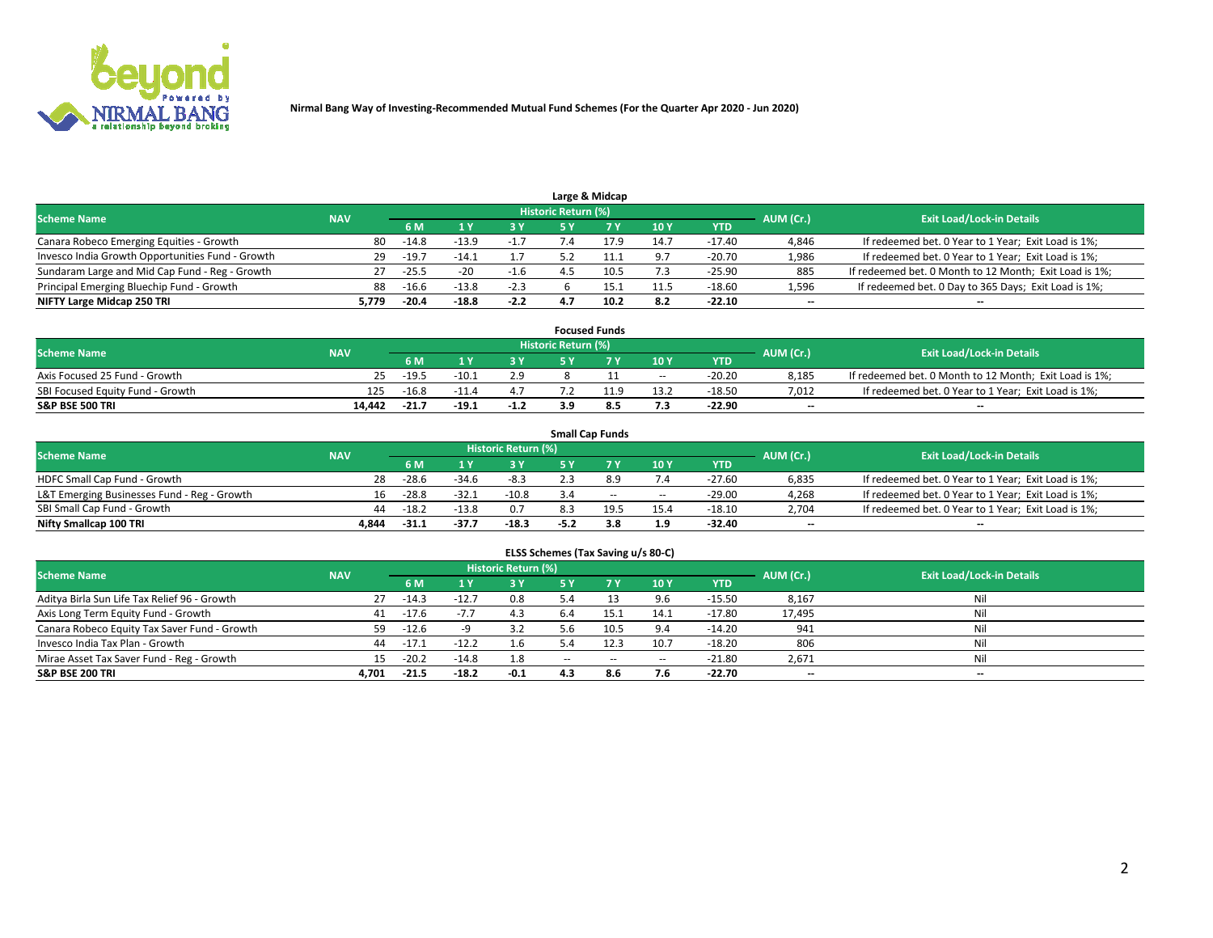Nirmal Bang Way of Investing-Recommended Mutual Fund Schemes (For the Quarter Apr 2020 - Jun 2020)

## Large & Midcap

| Scheme Name | NAV | Historic Return (%) | | | | | | | AUM (Cr.) | Exit Load/Lock-in Details |
|---|---|---|---|---|---|---|---|---|---|---|
| | | 6 M | 1 Y | 3 Y | 5 Y | 7 Y | 10 Y | YTD | | |
| Canara Robeco Emerging Equities - Growth | 80 | -14.8 | -13.9 | -1.7 | 7.4 | 17.9 | 14.7 | -17.40 | 4,846 | If redeemed bet. 0 Year to 1 Year; Exit Load is 1%; |
| Invesco India Growth Opportunities Fund - Growth | 29 | -19.7 | -14.1 | 1.7 | 5.2 | 11.1 | 9.7 | -20.70 | 1,986 | If redeemed bet. 0 Year to 1 Year; Exit Load is 1%; |
| Sundaram Large and Mid Cap Fund - Reg - Growth | 27 | -25.5 | -20 | -1.6 | 4.5 | 10.5 | 7.3 | -25.90 | 885 | If redeemed bet. 0 Month to 12 Month; Exit Load is 1%; |
| Principal Emerging Bluechip Fund - Growth | 88 | -16.6 | -13.8 | -2.3 | 6 | 15.1 | 11.5 | -18.60 | 1,596 | If redeemed bet. 0 Day to 365 Days; Exit Load is 1%; |
| **NIFTY Large Midcap 250 TRI** | **5,779** | **-20.4** | **-18.8** | **-2.2** | **4.7** | **10.2** | **8.2** | **-22.10** | **--** | **--** |

## Focused Funds

| Scheme Name | NAV | Historic Return (%) | | | | | | | AUM (Cr.) | Exit Load/Lock-in Details |
|---|---|---|---|---|---|---|---|---|---|---|
| | | 6 M | 1 Y | 3 Y | 5 Y | 7 Y | 10 Y | YTD | | |
| Axis Focused 25 Fund - Growth | 25 | -19.5 | -10.1 | 2.9 | 8 | 11 | -- | -20.20 | 8,185 | If redeemed bet. 0 Month to 12 Month; Exit Load is 1%; |
| SBI Focused Equity Fund - Growth | 125 | -16.8 | -11.4 | 4.7 | 7.2 | 11.9 | 13.2 | -18.50 | 7,012 | If redeemed bet. 0 Year to 1 Year; Exit Load is 1%; |
| **S&P BSE 500 TRI** | **14,442** | **-21.7** | **-19.1** | **-1.2** | **3.9** | **8.5** | **7.3** | **-22.90** | **--** | **--** |

## Small Cap Funds

| Scheme Name | NAV | Historic Return (%) | | | | | | | AUM (Cr.) | Exit Load/Lock-in Details |
|---|---|---|---|---|---|---|---|---|---|---|
| | | 6 M | 1 Y | 3 Y | 5 Y | 7 Y | 10 Y | YTD | | |
| HDFC Small Cap Fund - Growth | 28 | -28.6 | -34.6 | -8.3 | 2.3 | 8.9 | 7.4 | -27.60 | 6,835 | If redeemed bet. 0 Year to 1 Year; Exit Load is 1%; |
| L&T Emerging Businesses Fund - Reg - Growth | 16 | -28.8 | -32.1 | -10.8 | 3.4 | -- | -- | -29.00 | 4,268 | If redeemed bet. 0 Year to 1 Year; Exit Load is 1%; |
| SBI Small Cap Fund - Growth | 44 | -18.2 | -13.8 | 0.7 | 8.3 | 19.5 | 15.4 | -18.10 | 2,704 | If redeemed bet. 0 Year to 1 Year; Exit Load is 1%; |
| **Nifty Smallcap 100 TRI** | **4,844** | **-31.1** | **-37.7** | **-18.3** | **-5.2** | **3.8** | **1.9** | **-32.40** | **--** | **--** |

## ELSS Schemes (Tax Saving u/s 80-C)

| Scheme Name | NAV | Historic Return (%) | | | | | | | AUM (Cr.) | Exit Load/Lock-in Details |
|---|---|---|---|---|---|---|---|---|---|---|
| | | 6 M | 1 Y | 3 Y | 5 Y | 7 Y | 10 Y | YTD | | |
| Aditya Birla Sun Life Tax Relief 96 - Growth | 27 | -14.3 | -12.7 | 0.8 | 5.4 | 13 | 9.6 | -15.50 | 8,167 | Nil |
| Axis Long Term Equity Fund - Growth | 41 | -17.6 | -7.7 | 4.3 | 6.4 | 15.1 | 14.1 | -17.80 | 17,495 | Nil |
| Canara Robeco Equity Tax Saver Fund - Growth | 59 | -12.6 | -9 | 3.2 | 5.6 | 10.5 | 9.4 | -14.20 | 941 | Nil |
| Invesco India Tax Plan - Growth | 44 | -17.1 | -12.2 | 1.6 | 5.4 | 12.3 | 10.7 | -18.20 | 806 | Nil |
| Mirae Asset Tax Saver Fund - Reg - Growth | 15 | -20.2 | -14.8 | 1.8 | -- | -- | -- | -21.80 | 2,671 | Nil |
| **S&P BSE 200 TRI** | **4,701** | **-21.5** | **-18.2** | **-0.1** | **4.3** | **8.6** | **7.6** | **-22.70** | **--** | **--** |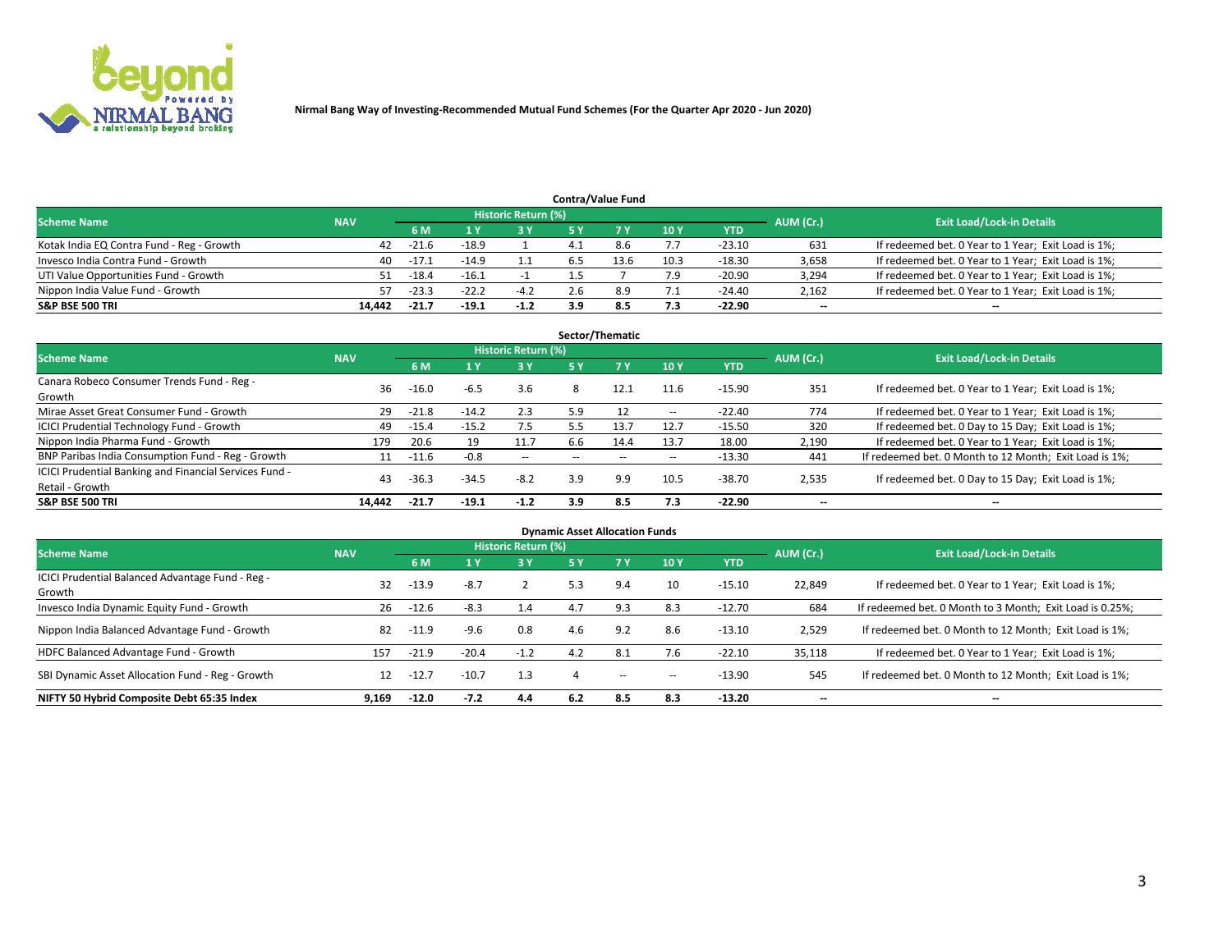**Nirmal Bang Way of Investing-Recommended Mutual Fund Schemes (For the Quarter Apr 2020 - Jun 2020)**

## Contra/Value Fund

| Scheme Name | NAV | Historic Return (%) | | | | | | | AUM (Cr.) | Exit Load/Lock-in Details |
|---|---|---|---|---|---|---|---|---|---|---|
| | | 6 M | 1 Y | 3 Y | 5 Y | 7 Y | 10 Y | YTD | | |
| Kotak India EQ Contra Fund - Reg - Growth | 42 | -21.6 | -18.9 | 1 | 4.1 | 8.6 | 7.7 | -23.10 | 631 | If redeemed bet. 0 Year to 1 Year; Exit Load is 1%; |
| Invesco India Contra Fund - Growth | 40 | -17.1 | -14.9 | 1.1 | 6.5 | 13.6 | 10.3 | -18.30 | 3,658 | If redeemed bet. 0 Year to 1 Year; Exit Load is 1%; |
| UTI Value Opportunities Fund - Growth | 51 | -18.4 | -16.1 | -1 | 1.5 | 7 | 7.9 | -20.90 | 3,294 | If redeemed bet. 0 Year to 1 Year; Exit Load is 1%; |
| Nippon India Value Fund - Growth | 57 | -23.3 | -22.2 | -4.2 | 2.6 | 8.9 | 7.1 | -24.40 | 2,162 | If redeemed bet. 0 Year to 1 Year; Exit Load is 1%; |
| **S&P BSE 500 TRI** | **14,442** | **-21.7** | **-19.1** | **-1.2** | **3.9** | **8.5** | **7.3** | **-22.90** | **--** | **--** |

## Sector/Thematic

| Scheme Name | NAV | Historic Return (%) | | | | | | | AUM (Cr.) | Exit Load/Lock-in Details |
|---|---|---|---|---|---|---|---|---|---|---|
| | | 6 M | 1 Y | 3 Y | 5 Y | 7 Y | 10 Y | YTD | | |
| Canara Robeco Consumer Trends Fund - Reg - Growth | 36 | -16.0 | -6.5 | 3.6 | 8 | 12.1 | 11.6 | -15.90 | 351 | If redeemed bet. 0 Year to 1 Year; Exit Load is 1%; |
| Mirae Asset Great Consumer Fund - Growth | 29 | -21.8 | -14.2 | 2.3 | 5.9 | 12 | -- | -22.40 | 774 | If redeemed bet. 0 Year to 1 Year; Exit Load is 1%; |
| ICICI Prudential Technology Fund - Growth | 49 | -15.4 | -15.2 | 7.5 | 5.5 | 13.7 | 12.7 | -15.50 | 320 | If redeemed bet. 0 Day to 15 Day; Exit Load is 1%; |
| Nippon India Pharma Fund - Growth | 179 | 20.6 | 19 | 11.7 | 6.6 | 14.4 | 13.7 | 18.00 | 2,190 | If redeemed bet. 0 Year to 1 Year; Exit Load is 1%; |
| BNP Paribas India Consumption Fund - Reg - Growth | 11 | -11.6 | -0.8 | -- | -- | -- | -- | -13.30 | 441 | If redeemed bet. 0 Month to 12 Month; Exit Load is 1%; |
| ICICI Prudential Banking and Financial Services Fund - Retail - Growth | 43 | -36.3 | -34.5 | -8.2 | 3.9 | 9.9 | 10.5 | -38.70 | 2,535 | If redeemed bet. 0 Day to 15 Day; Exit Load is 1%; |
| **S&P BSE 500 TRI** | **14,442** | **-21.7** | **-19.1** | **-1.2** | **3.9** | **8.5** | **7.3** | **-22.90** | **--** | **--** |

## Dynamic Asset Allocation Funds

| Scheme Name | NAV | Historic Return (%) | | | | | | | AUM (Cr.) | Exit Load/Lock-in Details |
|---|---|---|---|---|---|---|---|---|---|---|
| | | 6 M | 1 Y | 3 Y | 5 Y | 7 Y | 10 Y | YTD | | |
| ICICI Prudential Balanced Advantage Fund - Reg - Growth | 32 | -13.9 | -8.7 | 2 | 5.3 | 9.4 | 10 | -15.10 | 22,849 | If redeemed bet. 0 Year to 1 Year; Exit Load is 1%; |
| Invesco India Dynamic Equity Fund - Growth | 26 | -12.6 | -8.3 | 1.4 | 4.7 | 9.3 | 8.3 | -12.70 | 684 | If redeemed bet. 0 Month to 3 Month; Exit Load is 0.25%; |
| Nippon India Balanced Advantage Fund - Growth | 82 | -11.9 | -9.6 | 0.8 | 4.6 | 9.2 | 8.6 | -13.10 | 2,529 | If redeemed bet. 0 Month to 12 Month; Exit Load is 1%; |
| HDFC Balanced Advantage Fund - Growth | 157 | -21.9 | -20.4 | -1.2 | 4.2 | 8.1 | 7.6 | -22.10 | 35,118 | If redeemed bet. 0 Year to 1 Year; Exit Load is 1%; |
| SBI Dynamic Asset Allocation Fund - Reg - Growth | 12 | -12.7 | -10.7 | 1.3 | 4 | -- | -- | -13.90 | 545 | If redeemed bet. 0 Month to 12 Month; Exit Load is 1%; |
| **NIFTY 50 Hybrid Composite Debt 65:35 Index** | **9,169** | **-12.0** | **-7.2** | **4.4** | **6.2** | **8.5** | **8.3** | **-13.20** | **--** | **--** |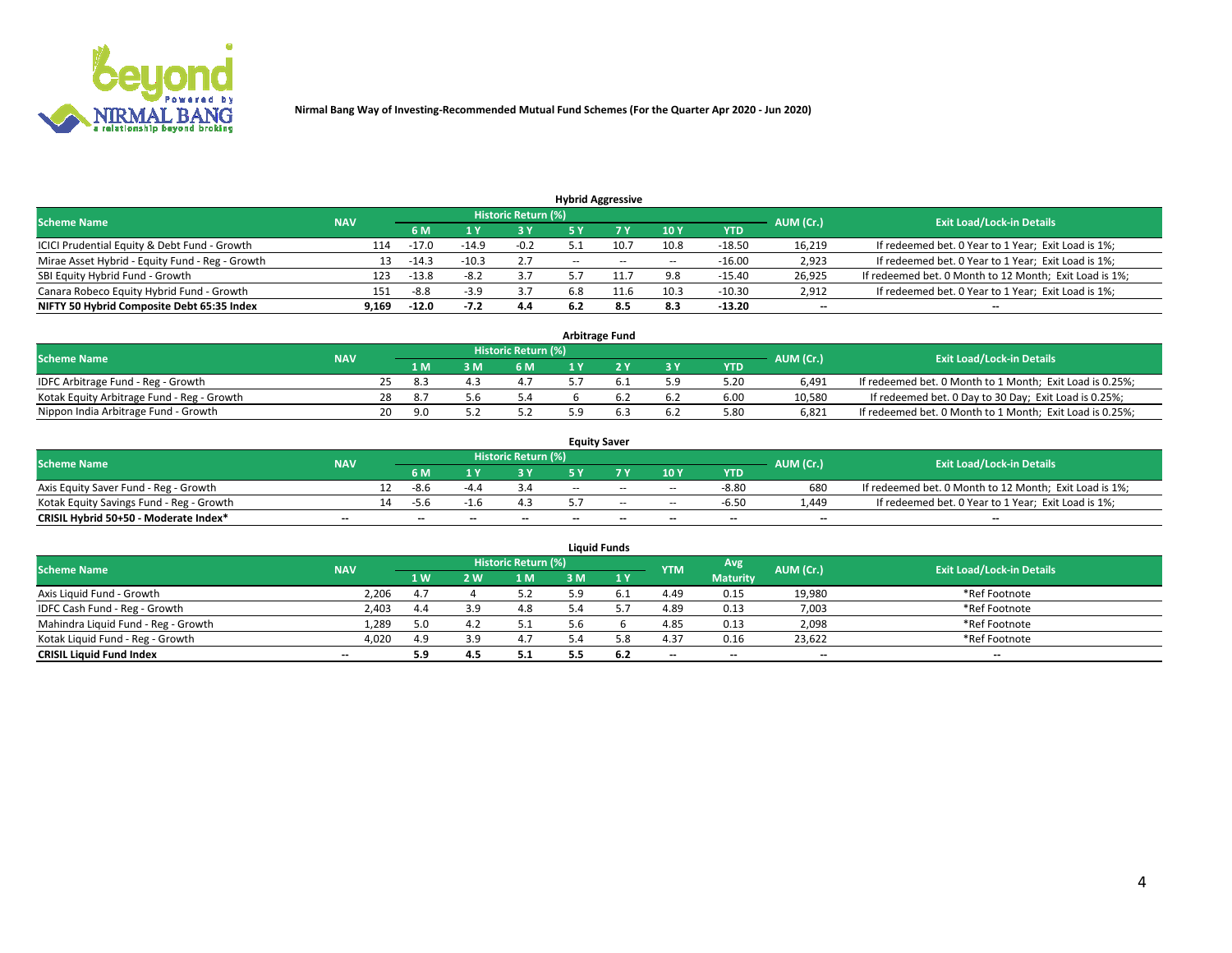Nirmal Bang Way of Investing-Recommended Mutual Fund Schemes (For the Quarter Apr 2020 - Jun 2020)

## Hybrid Aggressive

| Scheme Name | NAV | Historic Return (%) | | | | | | | AUM (Cr.) | Exit Load/Lock-in Details |
|---|---|---|---|---|---|---|---|---|---|---|
| | | 6 M | 1 Y | 3 Y | 5 Y | 7 Y | 10 Y | YTD | | |
| ICICI Prudential Equity & Debt Fund - Growth | 114 | -17.0 | -14.9 | -0.2 | 5.1 | 10.7 | 10.8 | -18.50 | 16,219 | If redeemed bet. 0 Year to 1 Year; Exit Load is 1%; |
| Mirae Asset Hybrid - Equity Fund - Reg - Growth | 13 | -14.3 | -10.3 | 2.7 | -- | -- | -- | -16.00 | 2,923 | If redeemed bet. 0 Year to 1 Year; Exit Load is 1%; |
| SBI Equity Hybrid Fund - Growth | 123 | -13.8 | -8.2 | 3.7 | 5.7 | 11.7 | 9.8 | -15.40 | 26,925 | If redeemed bet. 0 Month to 12 Month; Exit Load is 1%; |
| Canara Robeco Equity Hybrid Fund - Growth | 151 | -8.8 | -3.9 | 3.7 | 6.8 | 11.6 | 10.3 | -10.30 | 2,912 | If redeemed bet. 0 Year to 1 Year; Exit Load is 1%; |
| **NIFTY 50 Hybrid Composite Debt 65:35 Index** | **9,169** | **-12.0** | **-7.2** | **4.4** | **6.2** | **8.5** | **8.3** | **-13.20** | **--** | **--** |

## Arbitrage Fund

| Scheme Name | NAV | Historic Return (%) | | | | | | | AUM (Cr.) | Exit Load/Lock-in Details |
|---|---|---|---|---|---|---|---|---|---|---|
| | | 1 M | 3 M | 6 M | 1 Y | 2 Y | 3 Y | YTD | | |
| IDFC Arbitrage Fund - Reg - Growth | 25 | 8.3 | 4.3 | 4.7 | 5.7 | 6.1 | 5.9 | 5.20 | 6,491 | If redeemed bet. 0 Month to 1 Month; Exit Load is 0.25%; |
| Kotak Equity Arbitrage Fund - Reg - Growth | 28 | 8.7 | 5.6 | 5.4 | 6 | 6.2 | 6.2 | 6.00 | 10,580 | If redeemed bet. 0 Day to 30 Day; Exit Load is 0.25%; |
| Nippon India Arbitrage Fund - Growth | 20 | 9.0 | 5.2 | 5.2 | 5.9 | 6.3 | 6.2 | 5.80 | 6,821 | If redeemed bet. 0 Month to 1 Month; Exit Load is 0.25%; |

## Equity Saver

| Scheme Name | NAV | Historic Return (%) | | | | | | | AUM (Cr.) | Exit Load/Lock-in Details |
|---|---|---|---|---|---|---|---|---|---|---|
| | | 6 M | 1 Y | 3 Y | 5 Y | 7 Y | 10 Y | YTD | | |
| Axis Equity Saver Fund - Reg - Growth | 12 | -8.6 | -4.4 | 3.4 | -- | -- | -- | -8.80 | 680 | If redeemed bet. 0 Month to 12 Month; Exit Load is 1%; |
| Kotak Equity Savings Fund - Reg - Growth | 14 | -5.6 | -1.6 | 4.3 | 5.7 | -- | -- | -6.50 | 1,449 | If redeemed bet. 0 Year to 1 Year; Exit Load is 1%; |
| **CRISIL Hybrid 50+50 - Moderate Index*** | **--** | **--** | **--** | **--** | **--** | **--** | **--** | **--** | **--** | **--** |

## Liquid Funds

| Scheme Name | NAV | Historic Return (%) | | | | | YTM | Avg Maturity | AUM (Cr.) | Exit Load/Lock-in Details |
|---|---|---|---|---|---|---|---|---|---|---|
| | | 1 W | 2 W | 1 M | 3 M | 1 Y | | | | |
| Axis Liquid Fund - Growth | 2,206 | 4.7 | 4 | 5.2 | 5.9 | 6.1 | 4.49 | 0.15 | 19,980 | *Ref Footnote |
| IDFC Cash Fund - Reg - Growth | 2,403 | 4.4 | 3.9 | 4.8 | 5.4 | 5.7 | 4.89 | 0.13 | 7,003 | *Ref Footnote |
| Mahindra Liquid Fund - Reg - Growth | 1,289 | 5.0 | 4.2 | 5.1 | 5.6 | 6 | 4.85 | 0.13 | 2,098 | *Ref Footnote |
| Kotak Liquid Fund - Reg - Growth | 4,020 | 4.9 | 3.9 | 4.7 | 5.4 | 5.8 | 4.37 | 0.16 | 23,622 | *Ref Footnote |
| **CRISIL Liquid Fund Index** | **--** | **5.9** | **4.5** | **5.1** | **5.5** | **6.2** | **--** | **--** | **--** | **--** |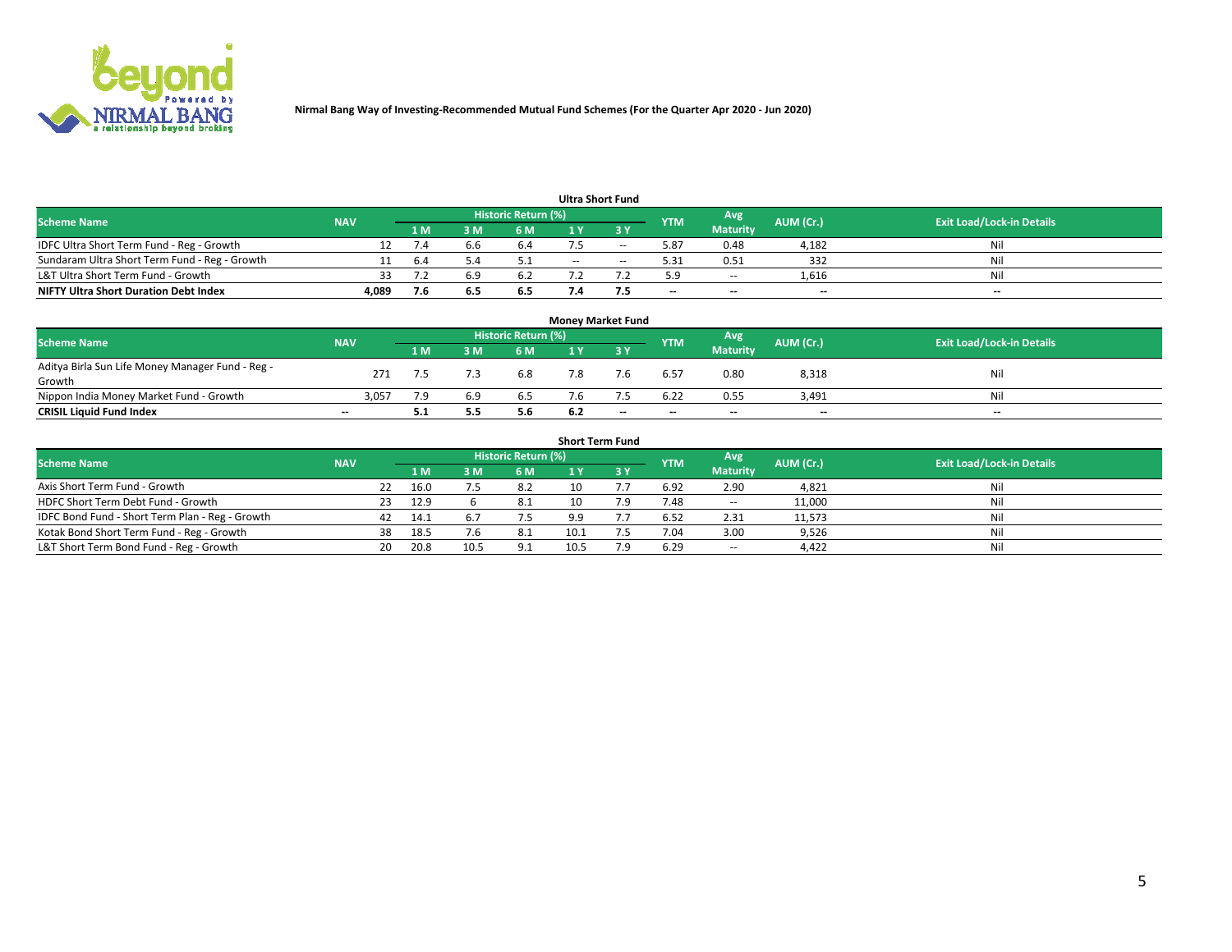Nirmal Bang Way of Investing-Recommended Mutual Fund Schemes (For the Quarter Apr 2020 - Jun 2020)

## Ultra Short Fund

| Scheme Name | NAV | Historic Return (%) | | | | | YTM | Avg Maturity | AUM (Cr.) | Exit Load/Lock-in Details |
|---|---|---|---|---|---|---|---|---|---|---|
| | | 1 M | 3 M | 6 M | 1 Y | 3 Y | | | | |
| IDFC Ultra Short Term Fund - Reg - Growth | 12 | 7.4 | 6.6 | 6.4 | 7.5 | -- | 5.87 | 0.48 | 4,182 | Nil |
| Sundaram Ultra Short Term Fund - Reg - Growth | 11 | 6.4 | 5.4 | 5.1 | -- | -- | 5.31 | 0.51 | 332 | Nil |
| L&T Ultra Short Term Fund - Growth | 33 | 7.2 | 6.9 | 6.2 | 7.2 | 7.2 | 5.9 | -- | 1,616 | Nil |
| **NIFTY Ultra Short Duration Debt Index** | **4,089** | **7.6** | **6.5** | **6.5** | **7.4** | **7.5** | **--** | **--** | **--** | **--** |

## Money Market Fund

| Scheme Name | NAV | Historic Return (%) | | | | | YTM | Avg Maturity | AUM (Cr.) | Exit Load/Lock-in Details |
|---|---|---|---|---|---|---|---|---|---|---|
| | | 1 M | 3 M | 6 M | 1 Y | 3 Y | | | | |
| Aditya Birla Sun Life Money Manager Fund - Reg - Growth | 271 | 7.5 | 7.3 | 6.8 | 7.8 | 7.6 | 6.57 | 0.80 | 8,318 | Nil |
| Nippon India Money Market Fund - Growth | 3,057 | 7.9 | 6.9 | 6.5 | 7.6 | 7.5 | 6.22 | 0.55 | 3,491 | Nil |
| **CRISIL Liquid Fund Index** | **--** | **5.1** | **5.5** | **5.6** | **6.2** | **--** | **--** | **--** | **--** | **--** |

## Short Term Fund

| Scheme Name | NAV | Historic Return (%) | | | | | YTM | Avg Maturity | AUM (Cr.) | Exit Load/Lock-in Details |
|---|---|---|---|---|---|---|---|---|---|---|
| | | 1 M | 3 M | 6 M | 1 Y | 3 Y | | | | |
| Axis Short Term Fund - Growth | 22 | 16.0 | 7.5 | 8.2 | 10 | 7.7 | 6.92 | 2.90 | 4,821 | Nil |
| HDFC Short Term Debt Fund - Growth | 23 | 12.9 | 6 | 8.1 | 10 | 7.9 | 7.48 | -- | 11,000 | Nil |
| IDFC Bond Fund - Short Term Plan - Reg - Growth | 42 | 14.1 | 6.7 | 7.5 | 9.9 | 7.7 | 6.52 | 2.31 | 11,573 | Nil |
| Kotak Bond Short Term Fund - Reg - Growth | 38 | 18.5 | 7.6 | 8.1 | 10.1 | 7.5 | 7.04 | 3.00 | 9,526 | Nil |
| L&T Short Term Bond Fund - Reg - Growth | 20 | 20.8 | 10.5 | 9.1 | 10.5 | 7.9 | 6.29 | -- | 4,422 | Nil |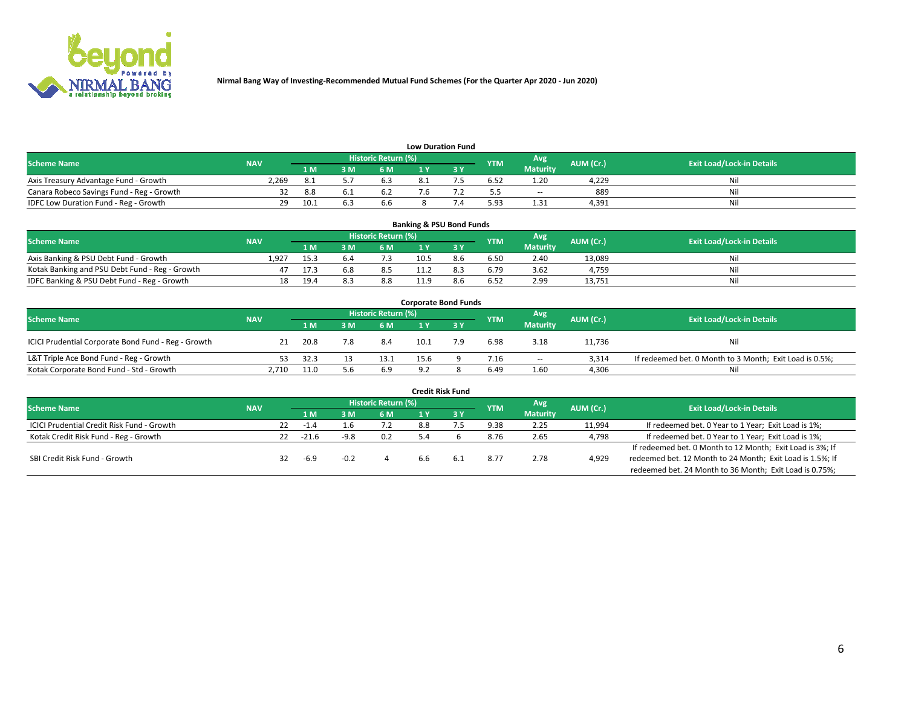Nirmal Bang Way of Investing-Recommended Mutual Fund Schemes (For the Quarter Apr 2020 - Jun 2020)

### Low Duration Fund

| Scheme Name | NAV | Historic Return (%) | | | | | YTM | Avg Maturity | AUM (Cr.) | Exit Load/Lock-in Details |
|---|---|---|---|---|---|---|---|---|---|---|
| | | 1 M | 3 M | 6 M | 1 Y | 3 Y | | | | |
| Axis Treasury Advantage Fund - Growth | 2,269 | 8.1 | 5.7 | 6.3 | 8.1 | 7.5 | 6.52 | 1.20 | 4,229 | Nil |
| Canara Robeco Savings Fund - Reg - Growth | 32 | 8.8 | 6.1 | 6.2 | 7.6 | 7.2 | 5.5 | -- | 889 | Nil |
| IDFC Low Duration Fund - Reg - Growth | 29 | 10.1 | 6.3 | 6.6 | 8 | 7.4 | 5.93 | 1.31 | 4,391 | Nil |

### Banking & PSU Bond Funds

| Scheme Name | NAV | Historic Return (%) | | | | | YTM | Avg Maturity | AUM (Cr.) | Exit Load/Lock-in Details |
|---|---|---|---|---|---|---|---|---|---|---|
| | | 1 M | 3 M | 6 M | 1 Y | 3 Y | | | | |
| Axis Banking & PSU Debt Fund - Growth | 1,927 | 15.3 | 6.4 | 7.3 | 10.5 | 8.6 | 6.50 | 2.40 | 13,089 | Nil |
| Kotak Banking and PSU Debt Fund - Reg - Growth | 47 | 17.3 | 6.8 | 8.5 | 11.2 | 8.3 | 6.79 | 3.62 | 4,759 | Nil |
| IDFC Banking & PSU Debt Fund - Reg - Growth | 18 | 19.4 | 8.3 | 8.8 | 11.9 | 8.6 | 6.52 | 2.99 | 13,751 | Nil |

### Corporate Bond Funds

| Scheme Name | NAV | Historic Return (%) | | | | | YTM | Avg Maturity | AUM (Cr.) | Exit Load/Lock-in Details |
|---|---|---|---|---|---|---|---|---|---|---|
| | | 1 M | 3 M | 6 M | 1 Y | 3 Y | | | | |
| ICICI Prudential Corporate Bond Fund - Reg - Growth | 21 | 20.8 | 7.8 | 8.4 | 10.1 | 7.9 | 6.98 | 3.18 | 11,736 | Nil |
| L&T Triple Ace Bond Fund - Reg - Growth | 53 | 32.3 | 13 | 13.1 | 15.6 | 9 | 7.16 | -- | 3,314 | If redeemed bet. 0 Month to 3 Month; Exit Load is 0.5%; |
| Kotak Corporate Bond Fund - Std - Growth | 2,710 | 11.0 | 5.6 | 6.9 | 9.2 | 8 | 6.49 | 1.60 | 4,306 | Nil |

### Credit Risk Fund

| Scheme Name | NAV | Historic Return (%) | | | | | YTM | Avg Maturity | AUM (Cr.) | Exit Load/Lock-in Details |
|---|---|---|---|---|---|---|---|---|---|---|
| | | 1 M | 3 M | 6 M | 1 Y | 3 Y | | | | |
| ICICI Prudential Credit Risk Fund - Growth | 22 | -1.4 | 1.6 | 7.2 | 8.8 | 7.5 | 9.38 | 2.25 | 11,994 | If redeemed bet. 0 Year to 1 Year; Exit Load is 1%; |
| Kotak Credit Risk Fund - Reg - Growth | 22 | -21.6 | -9.8 | 0.2 | 5.4 | 6 | 8.76 | 2.65 | 4,798 | If redeemed bet. 0 Year to 1 Year; Exit Load is 1%; |
| SBI Credit Risk Fund - Growth | 32 | -6.9 | -0.2 | 4 | 6.6 | 6.1 | 8.77 | 2.78 | 4,929 | If redeemed bet. 0 Month to 12 Month; Exit Load is 3%; If redeemed bet. 12 Month to 24 Month; Exit Load is 1.5%; If redeemed bet. 24 Month to 36 Month; Exit Load is 0.75%; |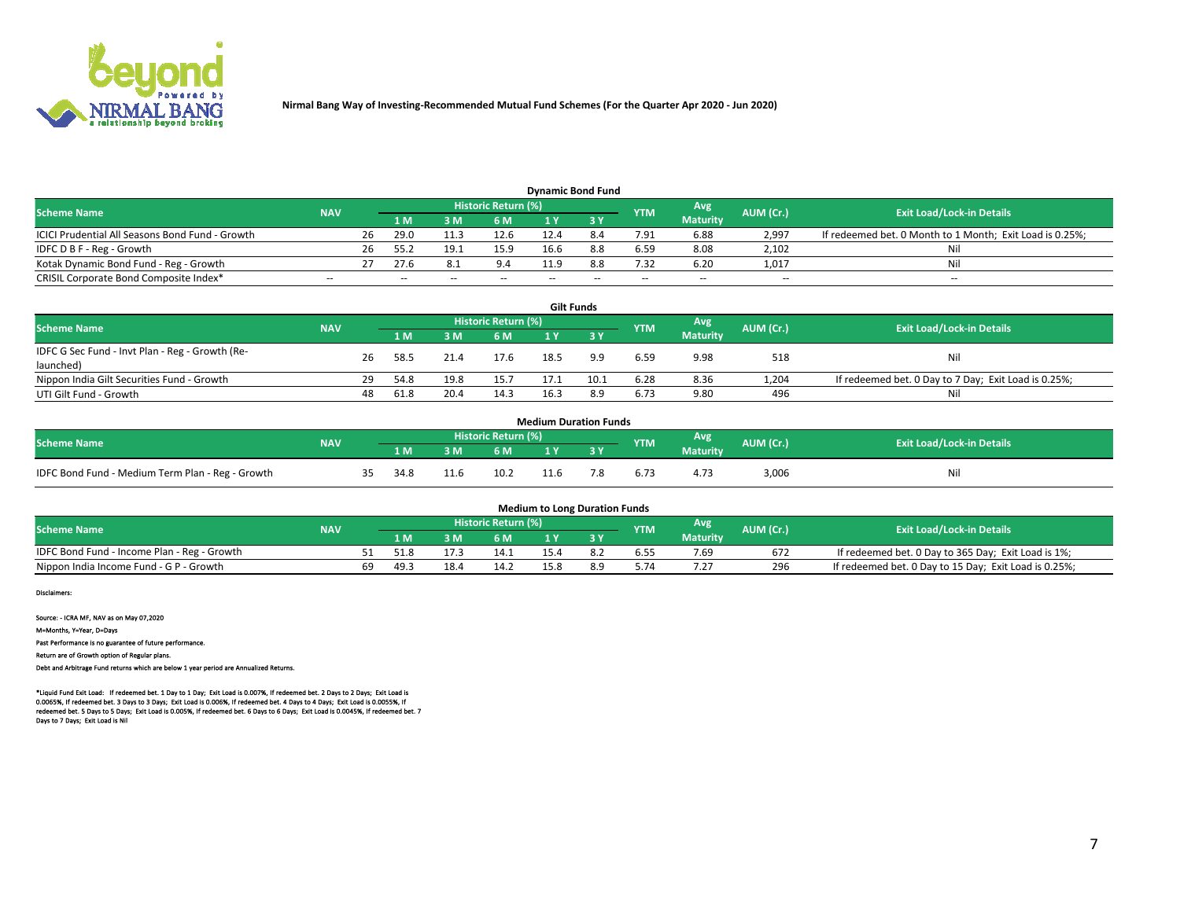Nirmal Bang Way of Investing-Recommended Mutual Fund Schemes (For the Quarter Apr 2020 - Jun 2020)

## Dynamic Bond Fund

| Scheme Name | NAV | Historic Return (%) | | | | | YTM | Avg Maturity | AUM (Cr.) | Exit Load/Lock-in Details |
|---|---|---|---|---|---|---|---|---|---|---|
| | | 1 M | 3 M | 6 M | 1 Y | 3 Y | | | | |
| ICICI Prudential All Seasons Bond Fund - Growth | 26 | 29.0 | 11.3 | 12.6 | 12.4 | 8.4 | 7.91 | 6.88 | 2,997 | If redeemed bet. 0 Month to 1 Month; Exit Load is 0.25%; |
| IDFC D B F - Reg - Growth | 26 | 55.2 | 19.1 | 15.9 | 16.6 | 8.8 | 6.59 | 8.08 | 2,102 | Nil |
| Kotak Dynamic Bond Fund - Reg - Growth | 27 | 27.6 | 8.1 | 9.4 | 11.9 | 8.8 | 7.32 | 6.20 | 1,017 | Nil |
| CRISIL Corporate Bond Composite Index* | -- | -- | -- | -- | -- | -- | -- | -- | -- | -- |

## Gilt Funds

| Scheme Name | NAV | Historic Return (%) | | | | | YTM | Avg Maturity | AUM (Cr.) | Exit Load/Lock-in Details |
|---|---|---|---|---|---|---|---|---|---|---|
| | | 1 M | 3 M | 6 M | 1 Y | 3 Y | | | | |
| IDFC G Sec Fund - Invt Plan - Reg - Growth (Re-launched) | 26 | 58.5 | 21.4 | 17.6 | 18.5 | 9.9 | 6.59 | 9.98 | 518 | Nil |
| Nippon India Gilt Securities Fund - Growth | 29 | 54.8 | 19.8 | 15.7 | 17.1 | 10.1 | 6.28 | 8.36 | 1,204 | If redeemed bet. 0 Day to 7 Day; Exit Load is 0.25%; |
| UTI Gilt Fund - Growth | 48 | 61.8 | 20.4 | 14.3 | 16.3 | 8.9 | 6.73 | 9.80 | 496 | Nil |

## Medium Duration Funds

| Scheme Name | NAV | Historic Return (%) | | | | | YTM | Avg Maturity | AUM (Cr.) | Exit Load/Lock-in Details |
|---|---|---|---|---|---|---|---|---|---|---|
| | | 1 M | 3 M | 6 M | 1 Y | 3 Y | | | | |
| IDFC Bond Fund - Medium Term Plan - Reg - Growth | 35 | 34.8 | 11.6 | 10.2 | 11.6 | 7.8 | 6.73 | 4.73 | 3,006 | Nil |

## Medium to Long Duration Funds

| Scheme Name | NAV | Historic Return (%) | | | | | YTM | Avg Maturity | AUM (Cr.) | Exit Load/Lock-in Details |
|---|---|---|---|---|---|---|---|---|---|---|
| | | 1 M | 3 M | 6 M | 1 Y | 3 Y | | | | |
| IDFC Bond Fund - Income Plan - Reg - Growth | 51 | 51.8 | 17.3 | 14.1 | 15.4 | 8.2 | 6.55 | 7.69 | 672 | If redeemed bet. 0 Day to 365 Day; Exit Load is 1%; |
| Nippon India Income Fund - G P - Growth | 69 | 49.3 | 18.4 | 14.2 | 15.8 | 8.9 | 5.74 | 7.27 | 296 | If redeemed bet. 0 Day to 15 Day; Exit Load is 0.25%; |

Disclaimers:

Source: - ICRA MF, NAV as on May 07,2020

M=Months, Y=Year, D=Days

Past Performance is no guarantee of future performance.

Return are of Growth option of Regular plans.

Debt and Arbitrage Fund returns which are below 1 year period are Annualized Returns.

*Liquid Fund Exit Load: If redeemed bet. 1 Day to 1 Day; Exit Load is 0.007%, If redeemed bet. 2 Days to 2 Days; Exit Load is 0.0065%, If redeemed bet. 3 Days to 3 Days; Exit Load is 0.006%, If redeemed bet. 4 Days to 4 Days; Exit Load is 0.0055%, If redeemed bet. 5 Days to 5 Days; Exit Load is 0.005%, If redeemed bet. 6 Days to 6 Days; Exit Load is 0.0045%, If redeemed bet. 7 Days to 7 Days; Exit Load is Nil